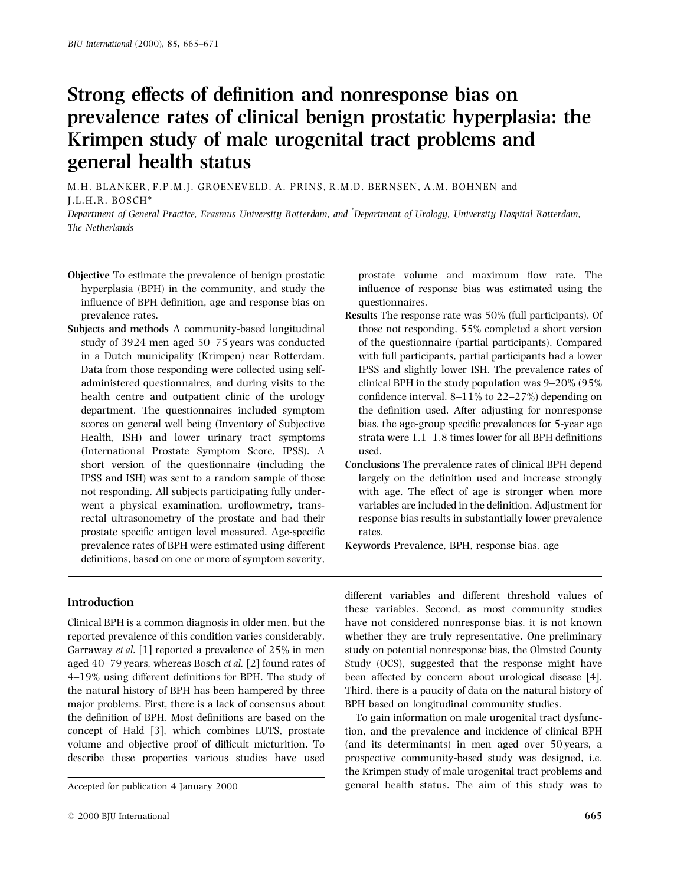# Strong effects of definition and nonresponse bias on prevalence rates of clinical benign prostatic hyperplasia: the Krimpen study of male urogenital tract problems and general health status

M.H. BLANKER, F.P.M.J. GROENEVELD, A. PRINS, R.M.D. BERNSEN, A.M. BOHNEN and J.L.H.R. BOSCH*

*Department of General Practice, Erasmus University Rotterdam, and *Department of Urology, University Hospital Rotterdam, The Netherlands*

**Objective** To estimate the prevalence of benign prostatic hyperplasia (BPH) in the community, and study the influence of BPH definition, age and response bias on prevalence rates.

**Subjects and methods** A community-based longitudinal study of 3924 men aged 50–75 years was conducted in a Dutch municipality (Krimpen) near Rotterdam. Data from those responding were collected using self-administered questionnaires, and during visits to the health centre and outpatient clinic of the urology department. The questionnaires included symptom scores on general well being (Inventory of Subjective Health, ISH) and lower urinary tract symptoms (International Prostate Symptom Score, IPSS). A short version of the questionnaire (including the IPSS and ISH) was sent to a random sample of those not responding. All subjects participating fully underwent a physical examination, uroflowmetry, transrectal ultrasonometry of the prostate and had their prostate specific antigen level measured. Age-specific prevalence rates of BPH were estimated using different definitions, based on one or more of symptom severity, prostate volume and maximum flow rate. The influence of response bias was estimated using the questionnaires.

**Results** The response rate was 50% (full participants). Of those not responding, 55% completed a short version of the questionnaire (partial participants). Compared with full participants, partial participants had a lower IPSS and slightly lower ISH. The prevalence rates of clinical BPH in the study population was 9–20% (95% confidence interval, 8–11% to 22–27%) depending on the definition used. After adjusting for nonresponse bias, the age-group specific prevalences for 5-year age strata were 1.1–1.8 times lower for all BPH definitions used.

**Conclusions** The prevalence rates of clinical BPH depend largely on the definition used and increase strongly with age. The effect of age is stronger when more variables are included in the definition. Adjustment for response bias results in substantially lower prevalence rates.

**Keywords** Prevalence, BPH, response bias, age

## Introduction

Clinical BPH is a common diagnosis in older men, but the reported prevalence of this condition varies considerably. Garraway *et al.* [1] reported a prevalence of 25% in men aged 40–79 years, whereas Bosch *et al.* [2] found rates of 4–19% using different definitions for BPH. The study of the natural history of BPH has been hampered by three major problems. First, there is a lack of consensus about the definition of BPH. Most definitions are based on the concept of Hald [3], which combines LUTS, prostate volume and objective proof of difficult micturition. To describe these properties various studies have used different variables and different threshold values of these variables. Second, as most community studies have not considered nonresponse bias, it is not known whether they are truly representative. One preliminary study on potential nonresponse bias, the Olmsted County Study (OCS), suggested that the response might have been affected by concern about urological disease [4]. Third, there is a paucity of data on the natural history of BPH based on longitudinal community studies.

To gain information on male urogenital tract dysfunction, and the prevalence and incidence of clinical BPH (and its determinants) in men aged over 50 years, a prospective community-based study was designed, i.e. the Krimpen study of male urogenital tract problems and general health status. The aim of this study was to

Accepted for publication 4 January 2000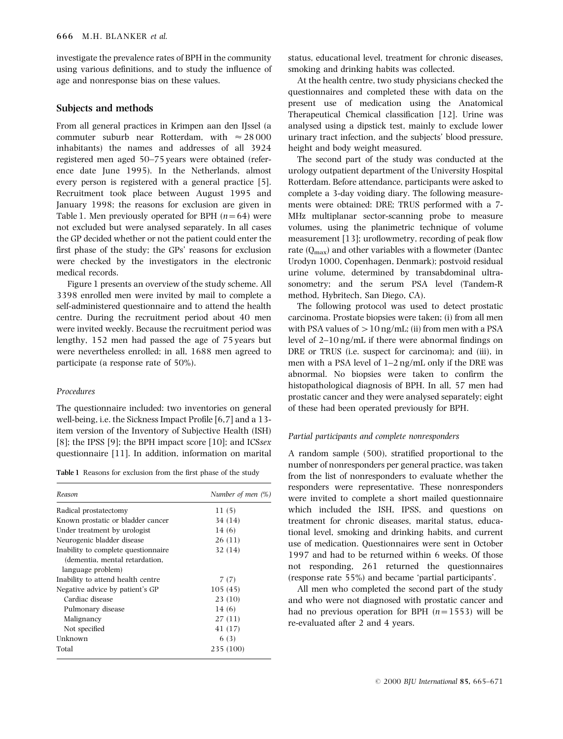investigate the prevalence rates of BPH in the community using various definitions, and to study the influence of age and nonresponse bias on these values.

## Subjects and methods

From all general practices in Krimpen aan den IJssel (a commuter suburb near Rotterdam, with ≈28 000 inhabitants) the names and addresses of all 3924 registered men aged 50–75 years were obtained (reference date June 1995). In the Netherlands, almost every person is registered with a general practice [5]. Recruitment took place between August 1995 and January 1998; the reasons for exclusion are given in Table 1. Men previously operated for BPH ($n=64$) were not excluded but were analysed separately. In all cases the GP decided whether or not the patient could enter the first phase of the study; the GPs' reasons for exclusion were checked by the investigators in the electronic medical records.

Figure 1 presents an overview of the study scheme. All 3398 enrolled men were invited by mail to complete a self-administered questionnaire and to attend the health centre. During the recruitment period about 40 men were invited weekly. Because the recruitment period was lengthy, 152 men had passed the age of 75 years but were nevertheless enrolled; in all, 1688 men agreed to participate (a response rate of 50%).

### *Procedures*

The questionnaire included: two inventories on general well-being, i.e. the Sickness Impact Profile [6,7] and a 13-item version of the Inventory of Subjective Health (ISH) [8]; the IPSS [9]; the BPH impact score [10]; and ICS*sex* questionnaire [11]. In addition, information on marital status, educational level, treatment for chronic diseases, smoking and drinking habits was collected.

**Table 1** Reasons for exclusion from the first phase of the study

| *Reason* | *Number of men (%)* |
|---|---|
| Radical prostatectomy | 11 (5) |
| Known prostatic or bladder cancer | 34 (14) |
| Under treatment by urologist | 14 (6) |
| Neurogenic bladder disease | 26 (11) |
| Inability to complete questionnaire (dementia, mental retardation, language problem) | 32 (14) |
| Inability to attend health centre | 7 (7) |
| Negative advice by patient's GP | 105 (45) |
| Cardiac disease | 23 (10) |
| Pulmonary disease | 14 (6) |
| Malignancy | 27 (11) |
| Not specified | 41 (17) |
| Unknown | 6 (3) |
| Total | 235 (100) |

At the health centre, two study physicians checked the questionnaires and completed these with data on the present use of medication using the Anatomical Therapeutical Chemical classification [12]. Urine was analysed using a dipstick test, mainly to exclude lower urinary tract infection, and the subjects' blood pressure, height and body weight measured.

The second part of the study was conducted at the urology outpatient department of the University Hospital Rotterdam. Before attendance, participants were asked to complete a 3-day voiding diary. The following measurements were obtained: DRE; TRUS performed with a 7-MHz multiplanar sector-scanning probe to measure volumes, using the planimetric technique of volume measurement [13]; uroflowmetry, recording of peak flow rate ($Q_{max}$) and other variables with a flowmeter (Dantec Urodyn 1000, Copenhagen, Denmark); postvoid residual urine volume, determined by transabdominal ultrasonometry; and the serum PSA level (Tandem-R method, Hybritech, San Diego, CA).

The following protocol was used to detect prostatic carcinoma. Prostate biopsies were taken; (i) from all men with PSA values of >10 ng/mL; (ii) from men with a PSA level of 2–10 ng/mL if there were abnormal findings on DRE or TRUS (i.e. suspect for carcinoma); and (iii), in men with a PSA level of 1–2 ng/mL only if the DRE was abnormal. No biopsies were taken to confirm the histopathological diagnosis of BPH. In all, 57 men had prostatic cancer and they were analysed separately; eight of these had been operated previously for BPH.

### *Partial participants and complete nonresponders*

A random sample (500), stratified proportional to the number of nonresponders per general practice, was taken from the list of nonresponders to evaluate whether the responders were representative. These nonresponders were invited to complete a short mailed questionnaire which included the ISH, IPSS, and questions on treatment for chronic diseases, marital status, educational level, smoking and drinking habits, and current use of medication. Questionnaires were sent in October 1997 and had to be returned within 6 weeks. Of those not responding, 261 returned the questionnaires (response rate 55%) and became 'partial participants'.

All men who completed the second part of the study and who were not diagnosed with prostatic cancer and had no previous operation for BPH ($n=1553$) will be re-evaluated after 2 and 4 years.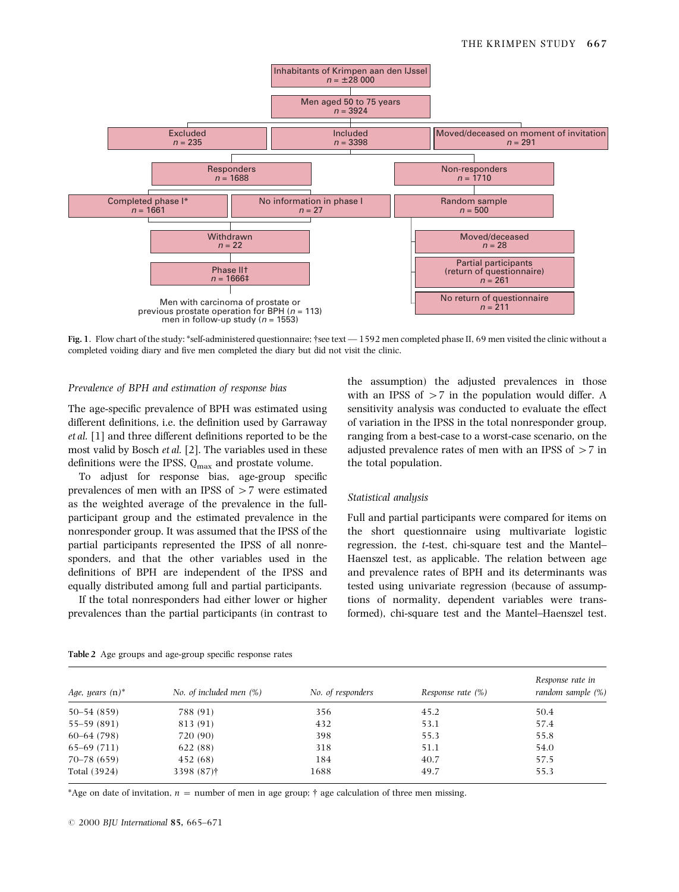Inhabitants of Krimpen aan den IJssel
$n = \pm 28\,000$

Men aged 50 to 75 years
$n = 3924$

Excluded
$n = 235$

Included
$n = 3398$

Moved/deceased on moment of invitation
$n = 291$

Responders
$n = 1688$

Non-responders
$n = 1710$

Completed phase I*
$n = 1661$

No information in phase I
$n = 27$

Random sample
$n = 500$

Withdrawn
$n = 22$

Moved/deceased
$n = 28$

Phase II†
$n = 1666$‡

Partial participants
(return of questionnaire)
$n = 261$

No return of questionnaire
$n = 211$

Men with carcinoma of prostate or previous prostate operation for BPH ($n = 113$)
men in follow-up study ($n = 1553$)

**Fig. 1.** Flow chart of the study: *self-administered questionnaire; †see text — 1592 men completed phase II, 69 men visited the clinic without a completed voiding diary and five men completed the diary but did not visit the clinic.

### *Prevalence of BPH and estimation of response bias*

The age-specific prevalence of BPH was estimated using different definitions, i.e. the definition used by Garraway *et al.* [1] and three different definitions reported to be the most valid by Bosch *et al.* [2]. The variables used in these definitions were the IPSS, $Q_{max}$ and prostate volume.

To adjust for response bias, age-group specific prevalences of men with an IPSS of $>7$ were estimated as the weighted average of the prevalence in the full-participant group and the estimated prevalence in the nonresponder group. It was assumed that the IPSS of the partial participants represented the IPSS of all nonresponders, and that the other variables used in the definitions of BPH are independent of the IPSS and equally distributed among full and partial participants.

If the total nonresponders had either lower or higher prevalences than the partial participants (in contrast to the assumption) the adjusted prevalences in those with an IPSS of $>7$ in the population would differ. A sensitivity analysis was conducted to evaluate the effect of variation in the IPSS in the total nonresponder group, ranging from a best-case to a worst-case scenario, on the adjusted prevalence rates of men with an IPSS of $>7$ in the total population.

### *Statistical analysis*

Full and partial participants were compared for items on the short questionnaire using multivariate logistic regression, the *t*-test, chi-square test and the Mantel–Haenszel test, as applicable. The relation between age and prevalence rates of BPH and its determinants was tested using univariate regression (because of assumptions of normality, dependent variables were transformed), chi-square test and the Mantel–Haenszel test.

**Table 2** Age groups and age-group specific response rates

| *Age, years* (n)* | *No. of included men (%)* | *No. of responders* | *Response rate (%)* | *Response rate in random sample (%)* |
|---|---|---|---|---|
| 50–54 (859) | 788 (91) | 356 | 45.2 | 50.4 |
| 55–59 (891) | 813 (91) | 432 | 53.1 | 57.4 |
| 60–64 (798) | 720 (90) | 398 | 55.3 | 55.8 |
| 65–69 (711) | 622 (88) | 318 | 51.1 | 54.0 |
| 70–78 (659) | 452 (68) | 184 | 40.7 | 57.5 |
| Total (3924) | 3398 (87)† | 1688 | 49.7 | 55.3 |

*Age on date of invitation, $n$ = number of men in age group; † age calculation of three men missing.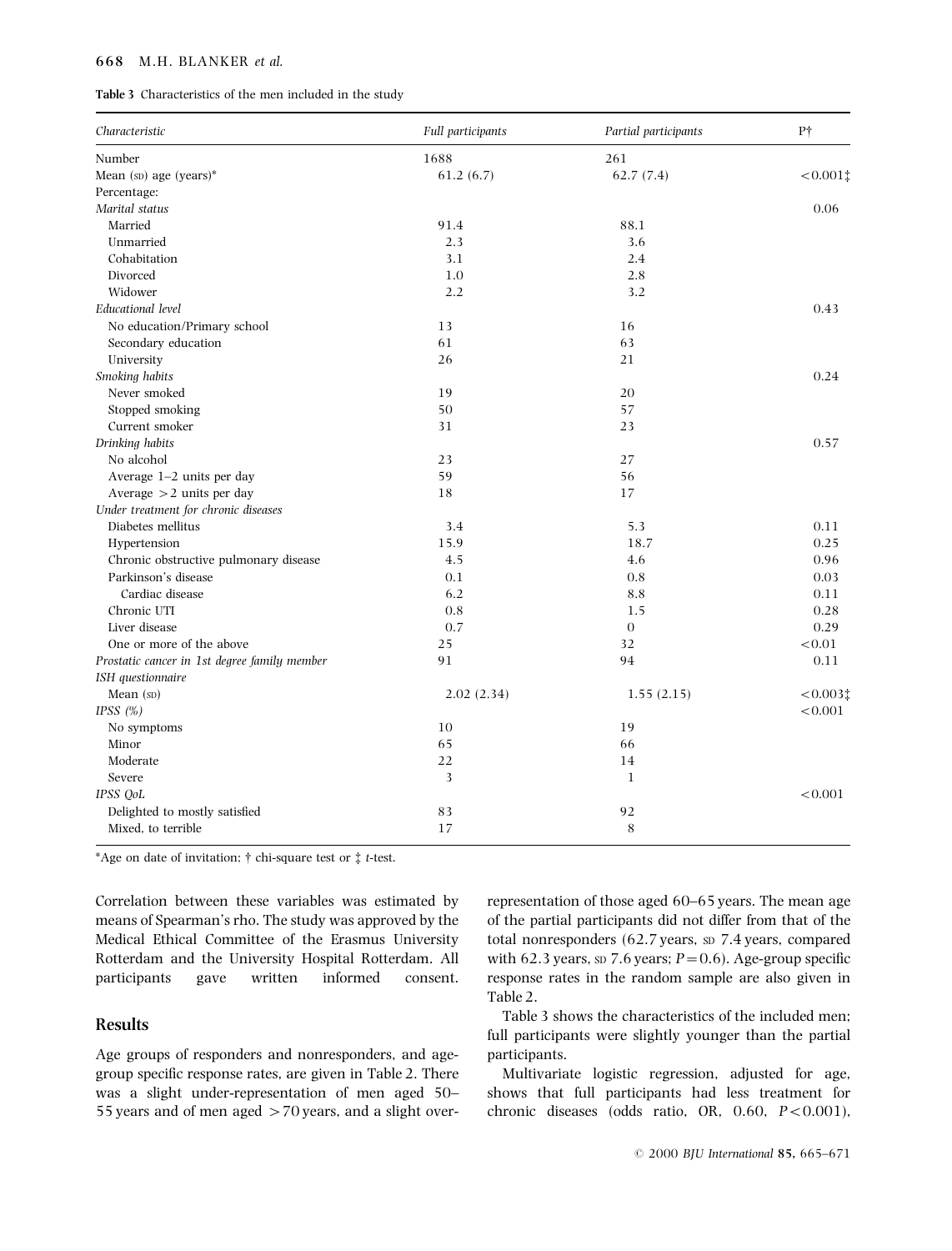**Table 3** Characteristics of the men included in the study

| *Characteristic* | *Full participants* | *Partial participants* | P† |
|---|---|---|---|
| Number | 1688 | 261 | |
| Mean (SD) age (years)* | 61.2 (6.7) | 62.7 (7.4) | <0.001‡ |
| Percentage: | | | |
| *Marital status* | | | 0.06 |
| Married | 91.4 | 88.1 | |
| Unmarried | 2.3 | 3.6 | |
| Cohabitation | 3.1 | 2.4 | |
| Divorced | 1.0 | 2.8 | |
| Widower | 2.2 | 3.2 | |
| *Educational level* | | | 0.43 |
| No education/Primary school | 13 | 16 | |
| Secondary education | 61 | 63 | |
| University | 26 | 21 | |
| *Smoking habits* | | | 0.24 |
| Never smoked | 19 | 20 | |
| Stopped smoking | 50 | 57 | |
| Current smoker | 31 | 23 | |
| *Drinking habits* | | | 0.57 |
| No alcohol | 23 | 27 | |
| Average 1–2 units per day | 59 | 56 | |
| Average >2 units per day | 18 | 17 | |
| *Under treatment for chronic diseases* | | | |
| Diabetes mellitus | 3.4 | 5.3 | 0.11 |
| Hypertension | 15.9 | 18.7 | 0.25 |
| Chronic obstructive pulmonary disease | 4.5 | 4.6 | 0.96 |
| Parkinson's disease | 0.1 | 0.8 | 0.03 |
| Cardiac disease | 6.2 | 8.8 | 0.11 |
| Chronic UTI | 0.8 | 1.5 | 0.28 |
| Liver disease | 0.7 | 0 | 0.29 |
| One or more of the above | 25 | 32 | <0.01 |
| *Prostatic cancer in 1st degree family member* | 91 | 94 | 0.11 |
| *ISH questionnaire* | | | |
| Mean (SD) | 2.02 (2.34) | 1.55 (2.15) | <0.003‡ |
| *IPSS (%)* | | | <0.001 |
| No symptoms | 10 | 19 | |
| Minor | 65 | 66 | |
| Moderate | 22 | 14 | |
| Severe | 3 | 1 | |
| *IPSS QoL* | | | <0.001 |
| Delighted to mostly satisfied | 83 | 92 | |
| Mixed, to terrible | 17 | 8 | |

*Age on date of invitation; † chi-square test or ‡ *t*-test.

Correlation between these variables was estimated by means of Spearman's rho. The study was approved by the Medical Ethical Committee of the Erasmus University Rotterdam and the University Hospital Rotterdam. All participants gave written informed consent.

## Results

Age groups of responders and nonresponders, and age-group specific response rates, are given in Table 2. There was a slight under-representation of men aged 50–55 years and of men aged >70 years, and a slight over-representation of those aged 60–65 years. The mean age of the partial participants did not differ from that of the total nonresponders (62.7 years, SD 7.4 years, compared with 62.3 years, SD 7.6 years; $P = 0.6$). Age-group specific response rates in the random sample are also given in Table 2.

Table 3 shows the characteristics of the included men; full participants were slightly younger than the partial participants.

Multivariate logistic regression, adjusted for age, shows that full participants had less treatment for chronic diseases (odds ratio, OR, 0.60, $P < 0.001$),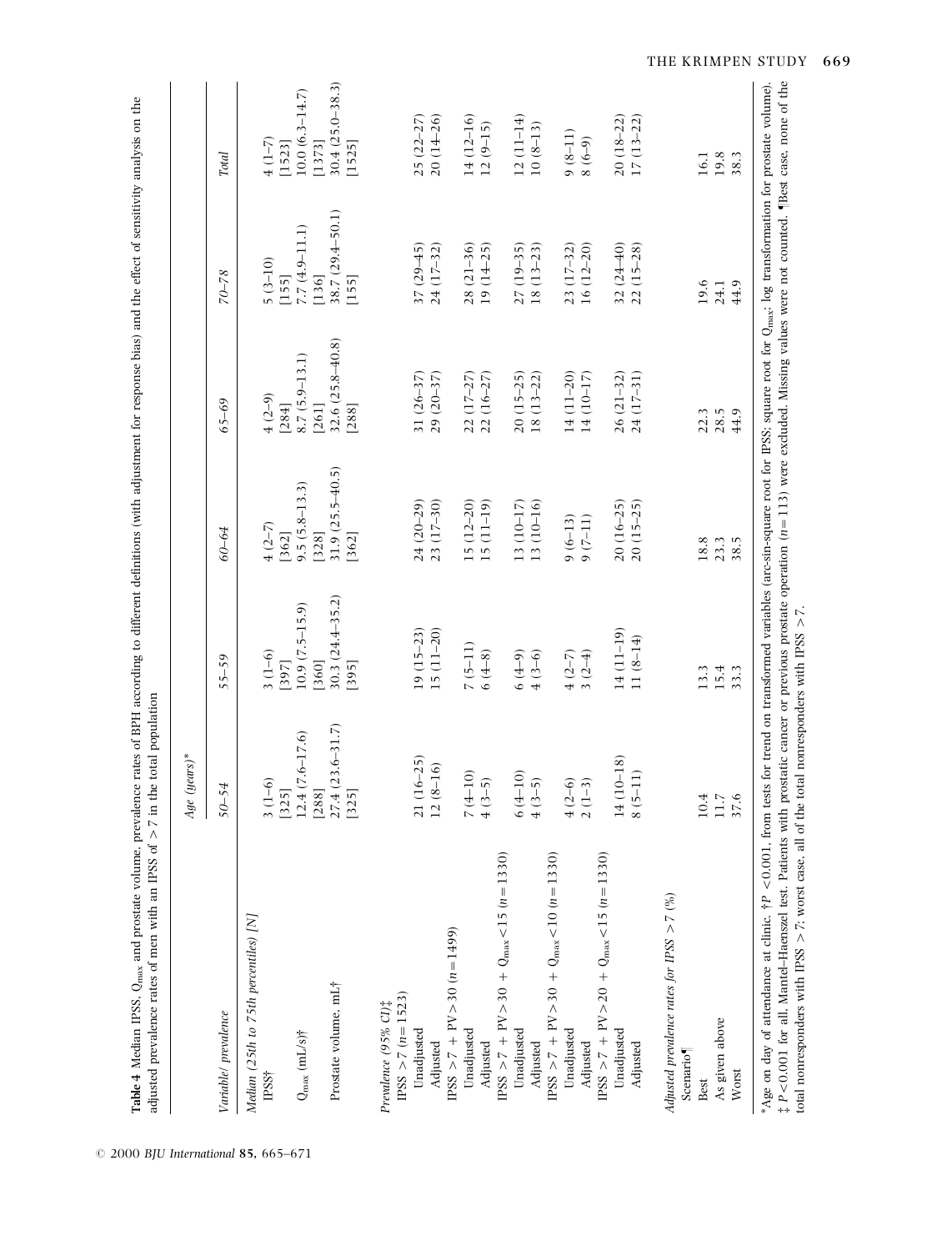**Table 4** Median IPSS, $Q_{max}$ and prostate volume, prevalence rates of BPH according to different definitions (with adjustment for response bias) and the effect of sensitivity analysis on the adjusted prevalence rates of men with an IPSS of >7 in the total population

| Variable/ prevalence | Age (years)* | | | | | |
|---|---|---|---|---|---|---|
| | 50–54 | 55–59 | 60–64 | 65–69 | 70–78 | Total |
| *Median (25th to 75th percentiles) [N]* | | | | | | |
| IPSS† | 3 (1–6) | 3 (1–6) | 4 (2–7) | 4 (2–9) | 5 (3–10) | 4 (1–7) |
| | [325] | [397] | [362] | [284] | [155] | [1523] |
| $Q_{max}$ (mL/s)† | 12.4 (7.6–17.6) | 10.9 (7.5–15.9) | 9.5 (5.8–13.3) | 8.7 (5.9–13.1) | 7.7 (4.9–11.1) | 10.0 (6.3–14.7) |
| | [288] | [360] | [328] | [261] | [136] | [1373] |
| Prostate volume, mL† | 27.4 (23.6–31.7) | 30.3 (24.4–35.2) | 31.9 (25.5–40.5) | 32.6 (25.8–40.8) | 38.7 (29.4–50.1) | 30.4 (25.0–38.3) |
| | [325] | [395] | [362] | [288] | [155] | [1525] |
| *Prevalence (95% CI)‡* | | | | | | |
| IPSS >7 (n = 1523) | | | | | | |
| Unadjusted | 21 (16–25) | 19 (15–23) | 24 (20–29) | 31 (26–37) | 37 (29–45) | 25 (22–27) |
| Adjusted | 12 (8–16) | 15 (11–20) | 23 (17–30) | 29 (20–37) | 24 (17–32) | 20 (14–26) |
| IPSS >7 + PV >30 (n = 1499) | | | | | | |
| Unadjusted | 7 (4–10) | 7 (5–11) | 15 (12–20) | 22 (17–27) | 28 (21–36) | 14 (12–16) |
| Adjusted | 4 (3–5) | 6 (4–8) | 15 (11–19) | 22 (16–27) | 19 (14–25) | 12 (9–15) |
| IPSS >7 + PV >30 + $Q_{max}$ <15 (n = 1330) | | | | | | |
| Unadjusted | 6 (4–10) | 6 (4–9) | 13 (10–17) | 20 (15–25) | 27 (19–35) | 12 (11–14) |
| Adjusted | 4 (3–5) | 4 (3–6) | 13 (10–16) | 18 (13–22) | 18 (13–23) | 10 (8–13) |
| IPSS >7 + PV >30 + $Q_{max}$ <10 (n = 1330) | | | | | | |
| Unadjusted | 4 (2–6) | 4 (2–7) | 9 (6–13) | 14 (11–20) | 23 (17–32) | 9 (8–11) |
| Adjusted | 2 (1–3) | 3 (2–4) | 9 (7–11) | 14 (10–17) | 16 (12–20) | 8 (6–9) |
| IPSS >7 + PV >20 + $Q_{max}$ <15 (n = 1330) | | | | | | |
| Unadjusted | 14 (10–18) | 14 (11–19) | 20 (16–25) | 26 (21–32) | 32 (24–40) | 20 (18–22) |
| Adjusted | 8 (5–11) | 11 (8–14) | 20 (15–25) | 24 (17–31) | 22 (15–28) | 17 (13–22) |
| *Adjusted prevalence rates for IPSS >7 (%)* | | | | | | |
| Scenario¶ | | | | | | |
| Best | 10.4 | 13.3 | 18.8 | 22.3 | 19.6 | 16.1 |
| As given above | 11.7 | 15.4 | 23.3 | 28.5 | 24.1 | 19.8 |
| Worst | 37.6 | 33.3 | 38.5 | 44.9 | 44.9 | 38.3 |

*Age on day of attendance at clinic. †$P$ <0.001, from tests for trend on transformed variables (arc-sin-square root for IPSS; square root for $Q_{max}$; log transformation for prostate volume). ‡ $P$ <0.001 for all, Mantel–Haenszel test. Patients with prostatic cancer or previous prostate operation (n = 113) were excluded. Missing values were not counted. ¶Best case, none of the total nonresponders with IPSS >7; worst case, all of the total nonresponders with IPSS >7.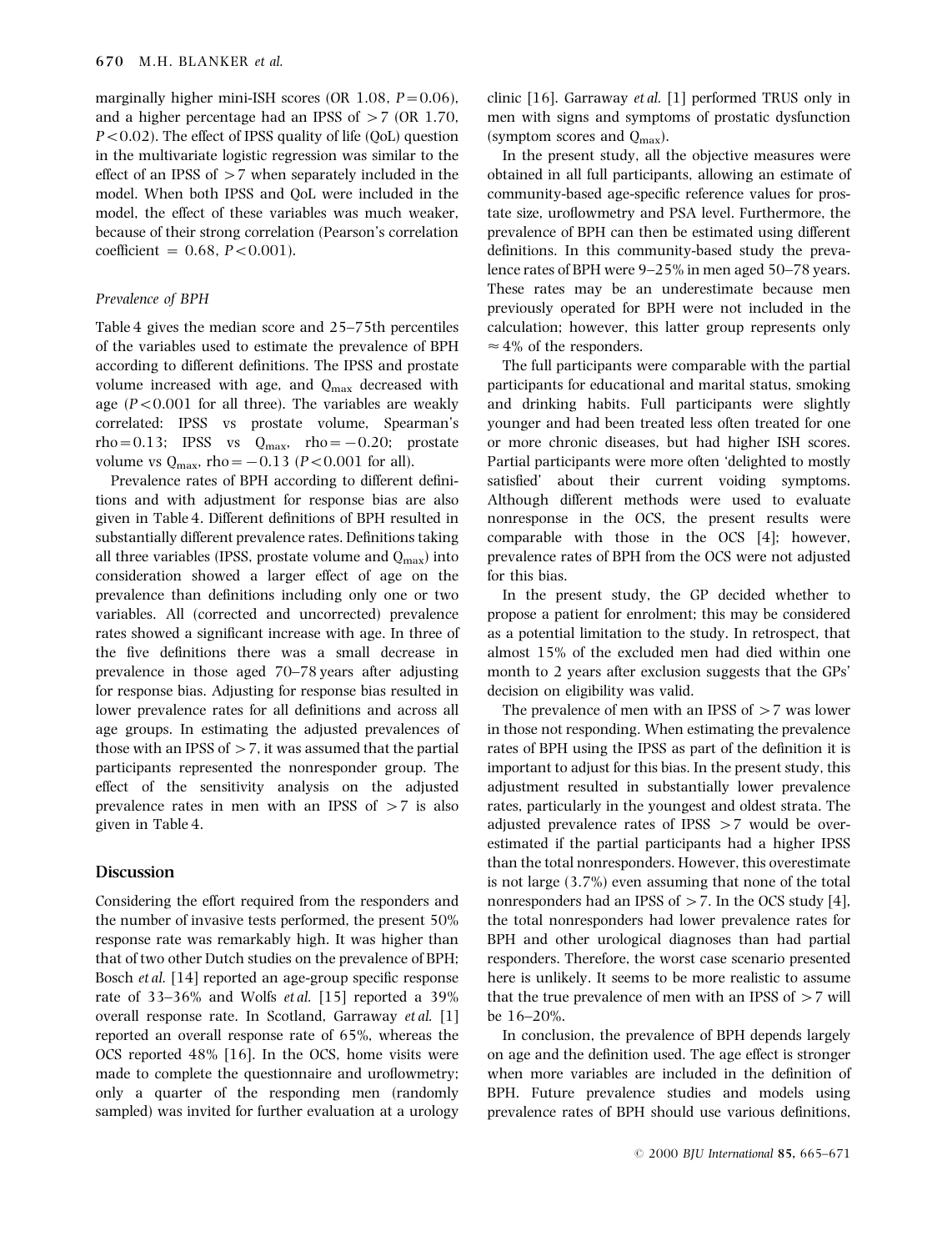marginally higher mini-ISH scores (OR 1.08, $P = 0.06$), and a higher percentage had an IPSS of $>7$ (OR 1.70, $P < 0.02$). The effect of IPSS quality of life (QoL) question in the multivariate logistic regression was similar to the effect of an IPSS of $>7$ when separately included in the model. When both IPSS and QoL were included in the model, the effect of these variables was much weaker, because of their strong correlation (Pearson's correlation coefficient = 0.68, $P < 0.001$).

### *Prevalence of BPH*

Table 4 gives the median score and 25–75th percentiles of the variables used to estimate the prevalence of BPH according to different definitions. The IPSS and prostate volume increased with age, and $Q_{max}$ decreased with age ($P < 0.001$ for all three). The variables are weakly correlated: IPSS vs prostate volume, Spearman's rho = 0.13; IPSS vs $Q_{max}$, rho = −0.20; prostate volume vs $Q_{max}$, rho = −0.13 ($P < 0.001$ for all).

Prevalence rates of BPH according to different definitions and with adjustment for response bias are also given in Table 4. Different definitions of BPH resulted in substantially different prevalence rates. Definitions taking all three variables (IPSS, prostate volume and $Q_{max}$) into consideration showed a larger effect of age on the prevalence than definitions including only one or two variables. All (corrected and uncorrected) prevalence rates showed a significant increase with age. In three of the five definitions there was a small decrease in prevalence in those aged 70–78 years after adjusting for response bias. Adjusting for response bias resulted in lower prevalence rates for all definitions and across all age groups. In estimating the adjusted prevalences of those with an IPSS of $>7$, it was assumed that the partial participants represented the nonresponder group. The effect of the sensitivity analysis on the adjusted prevalence rates in men with an IPSS of $>7$ is also given in Table 4.

## Discussion

Considering the effort required from the responders and the number of invasive tests performed, the present 50% response rate was remarkably high. It was higher than that of two other Dutch studies on the prevalence of BPH; Bosch *et al.* [14] reported an age-group specific response rate of 33–36% and Wolfs *et al.* [15] reported a 39% overall response rate. In Scotland, Garraway *et al.* [1] reported an overall response rate of 65%, whereas the OCS reported 48% [16]. In the OCS, home visits were made to complete the questionnaire and uroflowmetry; only a quarter of the responding men (randomly sampled) was invited for further evaluation at a urology clinic [16]. Garraway *et al.* [1] performed TRUS only in men with signs and symptoms of prostatic dysfunction (symptom scores and $Q_{max}$).

In the present study, all the objective measures were obtained in all full participants, allowing an estimate of community-based age-specific reference values for prostate size, uroflowmetry and PSA level. Furthermore, the prevalence of BPH can then be estimated using different definitions. In this community-based study the prevalence rates of BPH were 9–25% in men aged 50–78 years. These rates may be an underestimate because men previously operated for BPH were not included in the calculation; however, this latter group represents only ≈4% of the responders.

The full participants were comparable with the partial participants for educational and marital status, smoking and drinking habits. Full participants were slightly younger and had been treated less often treated for one or more chronic diseases, but had higher ISH scores. Partial participants were more often 'delighted to mostly satisfied' about their current voiding symptoms. Although different methods were used to evaluate nonresponse in the OCS, the present results were comparable with those in the OCS [4]; however, prevalence rates of BPH from the OCS were not adjusted for this bias.

In the present study, the GP decided whether to propose a patient for enrolment; this may be considered as a potential limitation to the study. In retrospect, that almost 15% of the excluded men had died within one month to 2 years after exclusion suggests that the GPs' decision on eligibility was valid.

The prevalence of men with an IPSS of $>7$ was lower in those not responding. When estimating the prevalence rates of BPH using the IPSS as part of the definition it is important to adjust for this bias. In the present study, this adjustment resulted in substantially lower prevalence rates, particularly in the youngest and oldest strata. The adjusted prevalence rates of IPSS $>7$ would be overestimated if the partial participants had a higher IPSS than the total nonresponders. However, this overestimate is not large (3.7%) even assuming that none of the total nonresponders had an IPSS of $>7$. In the OCS study [4], the total nonresponders had lower prevalence rates for BPH and other urological diagnoses than had partial responders. Therefore, the worst case scenario presented here is unlikely. It seems to be more realistic to assume that the true prevalence of men with an IPSS of $>7$ will be 16–20%.

In conclusion, the prevalence of BPH depends largely on age and the definition used. The age effect is stronger when more variables are included in the definition of BPH. Future prevalence studies and models using prevalence rates of BPH should use various definitions,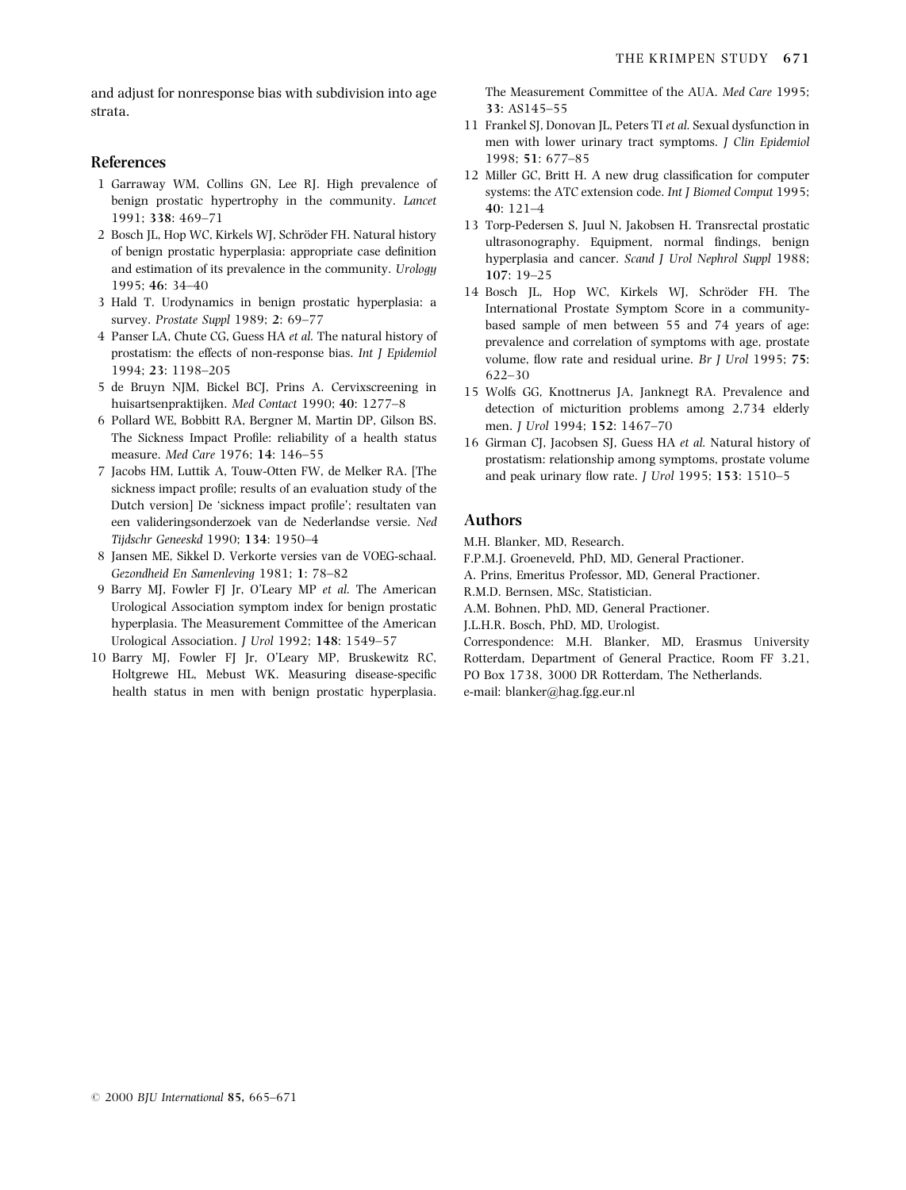and adjust for nonresponse bias with subdivision into age strata.

## References

1 Garraway WM, Collins GN, Lee RJ. High prevalence of benign prostatic hypertrophy in the community. *Lancet* 1991; **338**: 469–71

2 Bosch JL, Hop WC, Kirkels WJ, Schröder FH. Natural history of benign prostatic hyperplasia: appropriate case definition and estimation of its prevalence in the community. *Urology* 1995; **46**: 34–40

3 Hald T. Urodynamics in benign prostatic hyperplasia: a survey. *Prostate Suppl* 1989; **2**: 69–77

4 Panser LA, Chute CG, Guess HA *et al.* The natural history of prostatism: the effects of non-response bias. *Int J Epidemiol* 1994; **23**: 1198–205

5 de Bruyn NJM, Bickel BCJ, Prins A. Cervixscreening in huisartsenpraktijken. *Med Contact* 1990; **40**: 1277–8

6 Pollard WE, Bobbitt RA, Bergner M, Martin DP, Gilson BS. The Sickness Impact Profile: reliability of a health status measure. *Med Care* 1976; **14**: 146–55

7 Jacobs HM, Luttik A, Touw-Otten FW, de Melker RA. [The sickness impact profile; results of an evaluation study of the Dutch version] De 'sickness impact profile'; resultaten van een valideringsonderzoek van de Nederlandse versie. *Ned Tijdschr Geneeskd* 1990; **134**: 1950–4

8 Jansen ME, Sikkel D. Verkorte versies van de VOEG-schaal. *Gezondheid En Samenleving* 1981; **1**: 78–82

9 Barry MJ, Fowler FJ Jr, O'Leary MP *et al.* The American Urological Association symptom index for benign prostatic hyperplasia. The Measurement Committee of the American Urological Association. *J Urol* 1992; **148**: 1549–57

10 Barry MJ, Fowler FJ Jr, O'Leary MP, Bruskewitz RC, Holtgrewe HL, Mebust WK. Measuring disease-specific health status in men with benign prostatic hyperplasia. The Measurement Committee of the AUA. *Med Care* 1995; **33**: AS145–55

11 Frankel SJ, Donovan JL, Peters TI *et al.* Sexual dysfunction in men with lower urinary tract symptoms. *J Clin Epidemiol* 1998; **51**: 677–85

12 Miller GC, Britt H. A new drug classification for computer systems: the ATC extension code. *Int J Biomed Comput* 1995; **40**: 121–4

13 Torp-Pedersen S, Juul N, Jakobsen H. Transrectal prostatic ultrasonography. Equipment, normal findings, benign hyperplasia and cancer. *Scand J Urol Nephrol Suppl* 1988; **107**: 19–25

14 Bosch JL, Hop WC, Kirkels WJ, Schröder FH. The International Prostate Symptom Score in a community-based sample of men between 55 and 74 years of age: prevalence and correlation of symptoms with age, prostate volume, flow rate and residual urine. *Br J Urol* 1995; **75**: 622–30

15 Wolfs GG, Knottnerus JA, Janknegt RA. Prevalence and detection of micturition problems among 2,734 elderly men. *J Urol* 1994; **152**: 1467–70

16 Girman CJ, Jacobsen SJ, Guess HA *et al.* Natural history of prostatism: relationship among symptoms, prostate volume and peak urinary flow rate. *J Urol* 1995; **153**: 1510–5

## Authors

M.H. Blanker, MD, Research.

F.P.M.J. Groeneveld, PhD, MD, General Practioner.

A. Prins, Emeritus Professor, MD, General Practioner.

R.M.D. Bernsen, MSc, Statistician.

A.M. Bohnen, PhD, MD, General Practioner.

J.L.H.R. Bosch, PhD, MD, Urologist.

Correspondence: M.H. Blanker, MD, Erasmus University Rotterdam, Department of General Practice, Room FF 3.21, PO Box 1738, 3000 DR Rotterdam, The Netherlands.
e-mail: blanker@hag.fgg.eur.nl